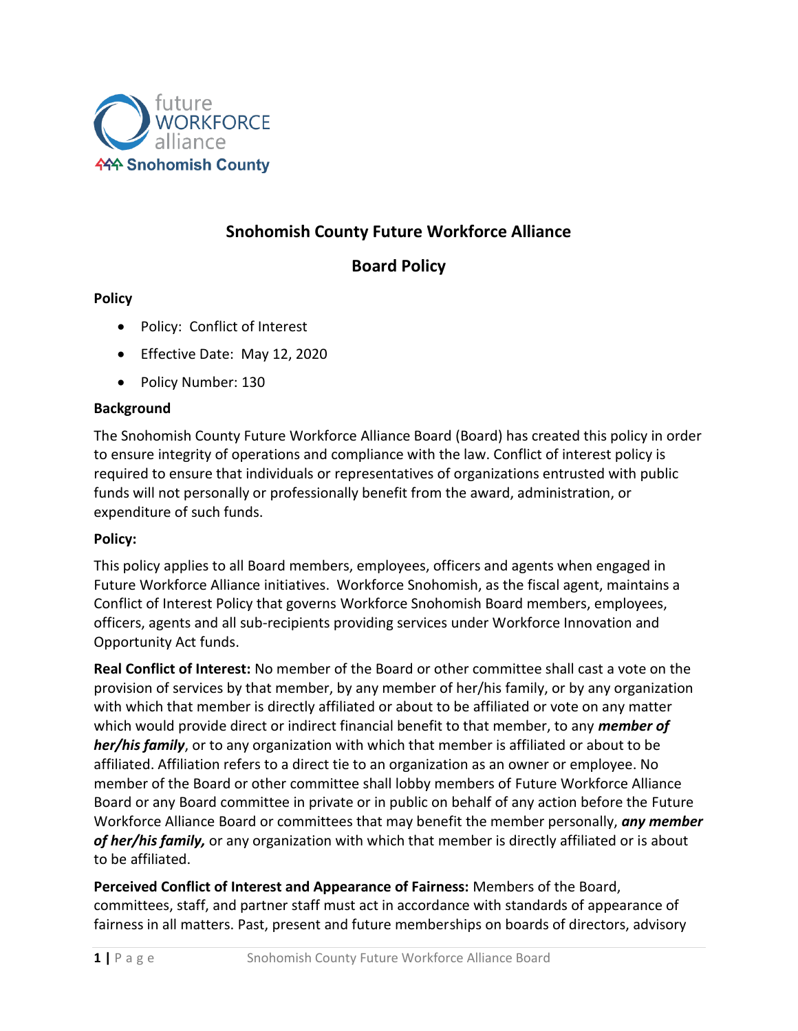# Snohomish County Future Workforce Alliance

## Board Policy

**Policy**

- Policy: Conflict of Interest
- Effective Date: May 12, 2020
- Policy Number: 130

**Background**

The Snohomish County Future Workforce Alliance Board (Board) has created this policy in order to ensure integrity of operations and compliance with the law. Conflict of interest policy is required to ensure that individuals or representatives of organizations entrusted with public funds will not personally or professionally benefit from the award, administration, or expenditure of such funds.

**Policy:**

This policy applies to all Board members, employees, officers and agents when engaged in Future Workforce Alliance initiatives. Workforce Snohomish, as the fiscal agent, maintains a Conflict of Interest Policy that governs Workforce Snohomish Board members, employees, officers, agents and all sub-recipients providing services under Workforce Innovation and Opportunity Act funds.

**Real Conflict of Interest:** No member of the Board or other committee shall cast a vote on the provision of services by that member, by any member of her/his family, or by any organization with which that member is directly affiliated or about to be affiliated or vote on any matter which would provide direct or indirect financial benefit to that member, to any ***member of her/his family***, or to any organization with which that member is affiliated or about to be affiliated. Affiliation refers to a direct tie to an organization as an owner or employee. No member of the Board or other committee shall lobby members of Future Workforce Alliance Board or any Board committee in private or in public on behalf of any action before the Future Workforce Alliance Board or committees that may benefit the member personally, ***any member of her/his family,*** or any organization with which that member is directly affiliated or is about to be affiliated.

**Perceived Conflict of Interest and Appearance of Fairness:** Members of the Board, committees, staff, and partner staff must act in accordance with standards of appearance of fairness in all matters. Past, present and future memberships on boards of directors, advisory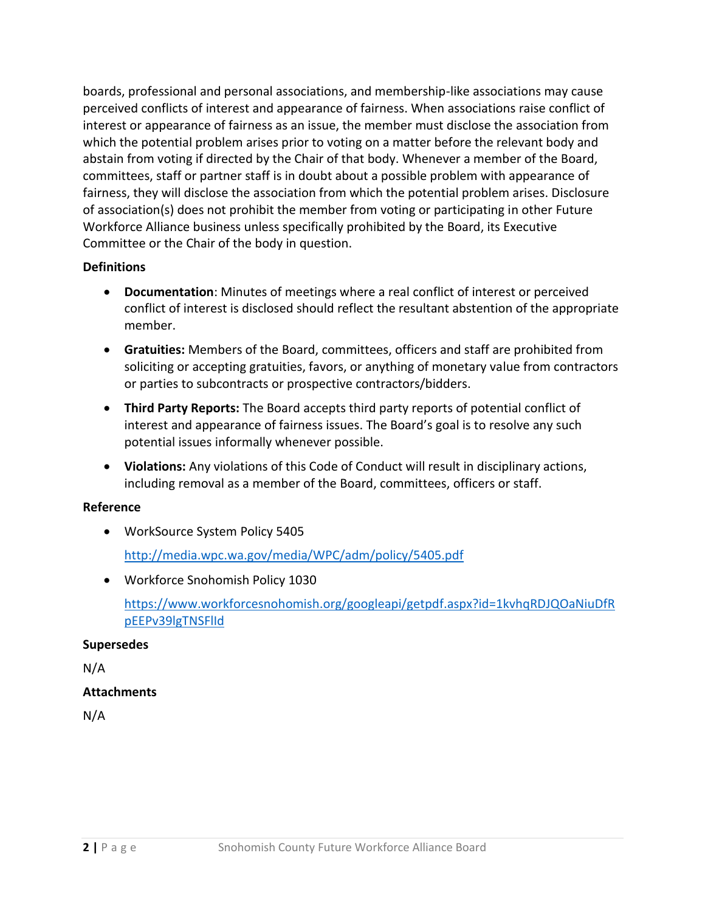boards, professional and personal associations, and membership-like associations may cause perceived conflicts of interest and appearance of fairness. When associations raise conflict of interest or appearance of fairness as an issue, the member must disclose the association from which the potential problem arises prior to voting on a matter before the relevant body and abstain from voting if directed by the Chair of that body. Whenever a member of the Board, committees, staff or partner staff is in doubt about a possible problem with appearance of fairness, they will disclose the association from which the potential problem arises. Disclosure of association(s) does not prohibit the member from voting or participating in other Future Workforce Alliance business unless specifically prohibited by the Board, its Executive Committee or the Chair of the body in question.

**Definitions**

- **Documentation**: Minutes of meetings where a real conflict of interest or perceived conflict of interest is disclosed should reflect the resultant abstention of the appropriate member.
- **Gratuities:** Members of the Board, committees, officers and staff are prohibited from soliciting or accepting gratuities, favors, or anything of monetary value from contractors or parties to subcontracts or prospective contractors/bidders.
- **Third Party Reports:** The Board accepts third party reports of potential conflict of interest and appearance of fairness issues. The Board's goal is to resolve any such potential issues informally whenever possible.
- **Violations:** Any violations of this Code of Conduct will result in disciplinary actions, including removal as a member of the Board, committees, officers or staff.

**Reference**

- WorkSource System Policy 5405

  http://media.wpc.wa.gov/media/WPC/adm/policy/5405.pdf

- Workforce Snohomish Policy 1030

  https://www.workforcesnohomish.org/googleapi/getpdf.aspx?id=1kvhqRDJQOaNiuDfRpEEPv39lgTNSFlId

**Supersedes**

N/A

**Attachments**

N/A